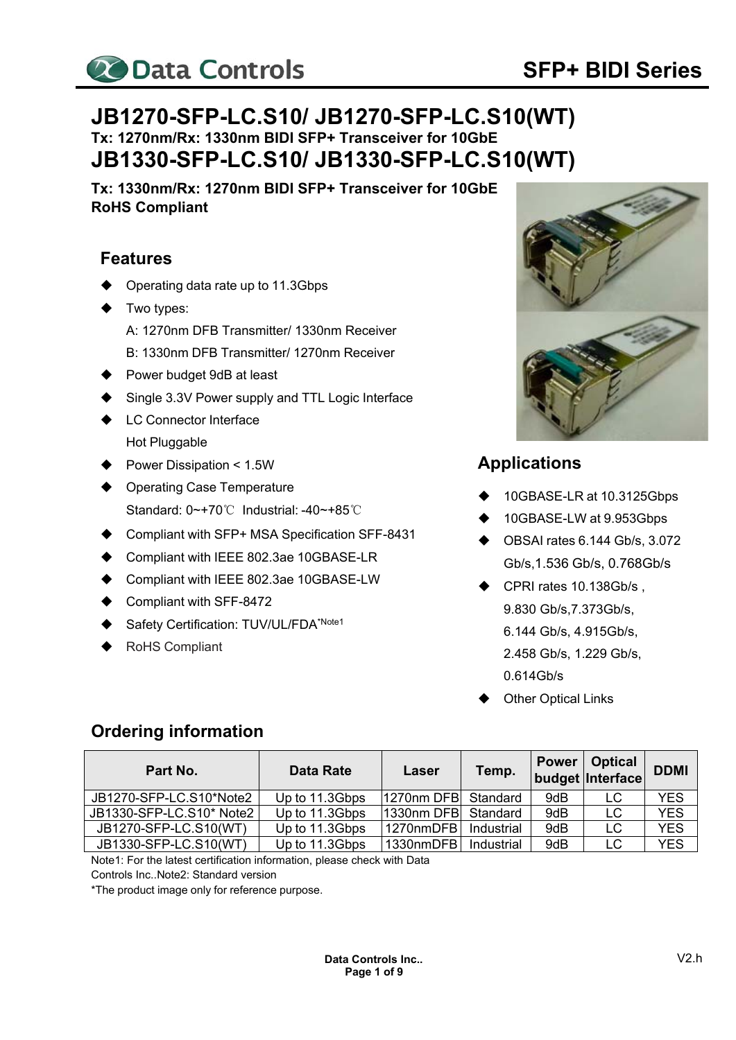# JB1270-SFP-LC.S10/ JB1270-SFP-LC.S10(WT)

**Tx: 1270nm/Rx: 1330nm BIDI SFP+ Transceiver for 10GbE**

# JB1330-SFP-LC.S10/ JB1330-SFP-LC.S10(WT)

**Tx: 1330nm/Rx: 1270nm BIDI SFP+ Transceiver for 10GbE**
**RoHS Compliant**

## Features

- Operating data rate up to 11.3Gbps
- Two types:
  A: 1270nm DFB Transmitter/ 1330nm Receiver
  B: 1330nm DFB Transmitter/ 1270nm Receiver
- Power budget 9dB at least
- Single 3.3V Power supply and TTL Logic Interface
- LC Connector Interface
  Hot Pluggable
- Power Dissipation < 1.5W
- Operating Case Temperature
  Standard: 0~+70℃ Industrial: -40~+85℃
- Compliant with SFP+ MSA Specification SFF-8431
- Compliant with IEEE 802.3ae 10GBASE-LR
- Compliant with IEEE 802.3ae 10GBASE-LW
- Compliant with SFF-8472
- Safety Certification: TUV/UL/FDA*Note1
- RoHS Compliant

## Applications

- 10GBASE-LR at 10.3125Gbps
- 10GBASE-LW at 9.953Gbps
- OBSAI rates 6.144 Gb/s, 3.072 Gb/s,1.536 Gb/s, 0.768Gb/s
- CPRI rates 10.138Gb/s , 9.830 Gb/s,7.373Gb/s, 6.144 Gb/s, 4.915Gb/s, 2.458 Gb/s, 1.229 Gb/s, 0.614Gb/s
- Other Optical Links

## Ordering information

| Part No. | Data Rate | Laser | Temp. | Power budget | Optical Interface | DDMI |
|---|---|---|---|---|---|---|
| JB1270-SFP-LC.S10*Note2 | Up to 11.3Gbps | 1270nm DFB | Standard | 9dB | LC | YES |
| JB1330-SFP-LC.S10* Note2 | Up to 11.3Gbps | 1330nm DFB | Standard | 9dB | LC | YES |
| JB1270-SFP-LC.S10(WT) | Up to 11.3Gbps | 1270nmDFB | Industrial | 9dB | LC | YES |
| JB1330-SFP-LC.S10(WT) | Up to 11.3Gbps | 1330nmDFB | Industrial | 9dB | LC | YES |

Note1: For the latest certification information, please check with Data Controls Inc..Note2: Standard version

*The product image only for reference purpose.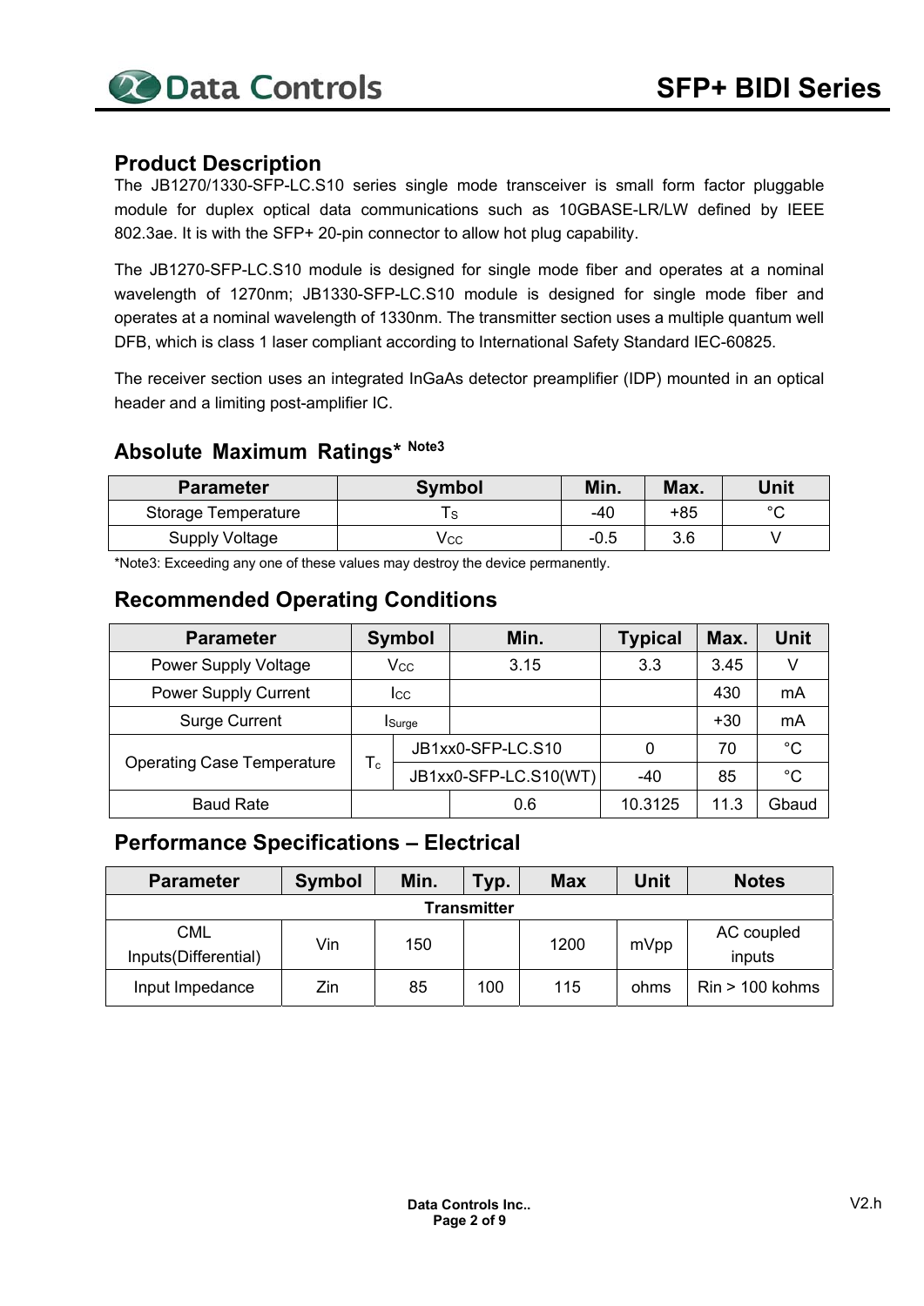## Product Description

The JB1270/1330-SFP-LC.S10 series single mode transceiver is small form factor pluggable module for duplex optical data communications such as 10GBASE-LR/LW defined by IEEE 802.3ae. It is with the SFP+ 20-pin connector to allow hot plug capability.

The JB1270-SFP-LC.S10 module is designed for single mode fiber and operates at a nominal wavelength of 1270nm; JB1330-SFP-LC.S10 module is designed for single mode fiber and operates at a nominal wavelength of 1330nm. The transmitter section uses a multiple quantum well DFB, which is class 1 laser compliant according to International Safety Standard IEC-60825.

The receiver section uses an integrated InGaAs detector preamplifier (IDP) mounted in an optical header and a limiting post-amplifier IC.

## Absolute Maximum Ratings* Note3

| Parameter | Symbol | Min. | Max. | Unit |
|---|---|---|---|---|
| Storage Temperature | $T_S$ | -40 | +85 | °C |
| Supply Voltage | $V_{CC}$ | -0.5 | 3.6 | V |

*Note3: Exceeding any one of these values may destroy the device permanently.

## Recommended Operating Conditions

| Parameter | Symbol | | Min. | Typical | Max. | Unit |
|---|---|---|---|---|---|---|
| Power Supply Voltage | $V_{CC}$ | | 3.15 | 3.3 | 3.45 | V |
| Power Supply Current | $I_{CC}$ | | | | 430 | mA |
| Surge Current | $I_{Surge}$ | | | | +30 | mA |
| Operating Case Temperature | $T_c$ | JB1xx0-SFP-LC.S10 | | 0 | 70 | °C |
| | | JB1xx0-SFP-LC.S10(WT) | | -40 | 85 | °C |
| Baud Rate | | | 0.6 | 10.3125 | 11.3 | Gbaud |

## Performance Specifications – Electrical

| Parameter | Symbol | Min. | Typ. | Max | Unit | Notes |
|---|---|---|---|---|---|---|
| **Transmitter** | | | | | | |
| CML Inputs(Differential) | Vin | 150 | | 1200 | mVpp | AC coupled inputs |
| Input Impedance | Zin | 85 | 100 | 115 | ohms | Rin > 100 kohms |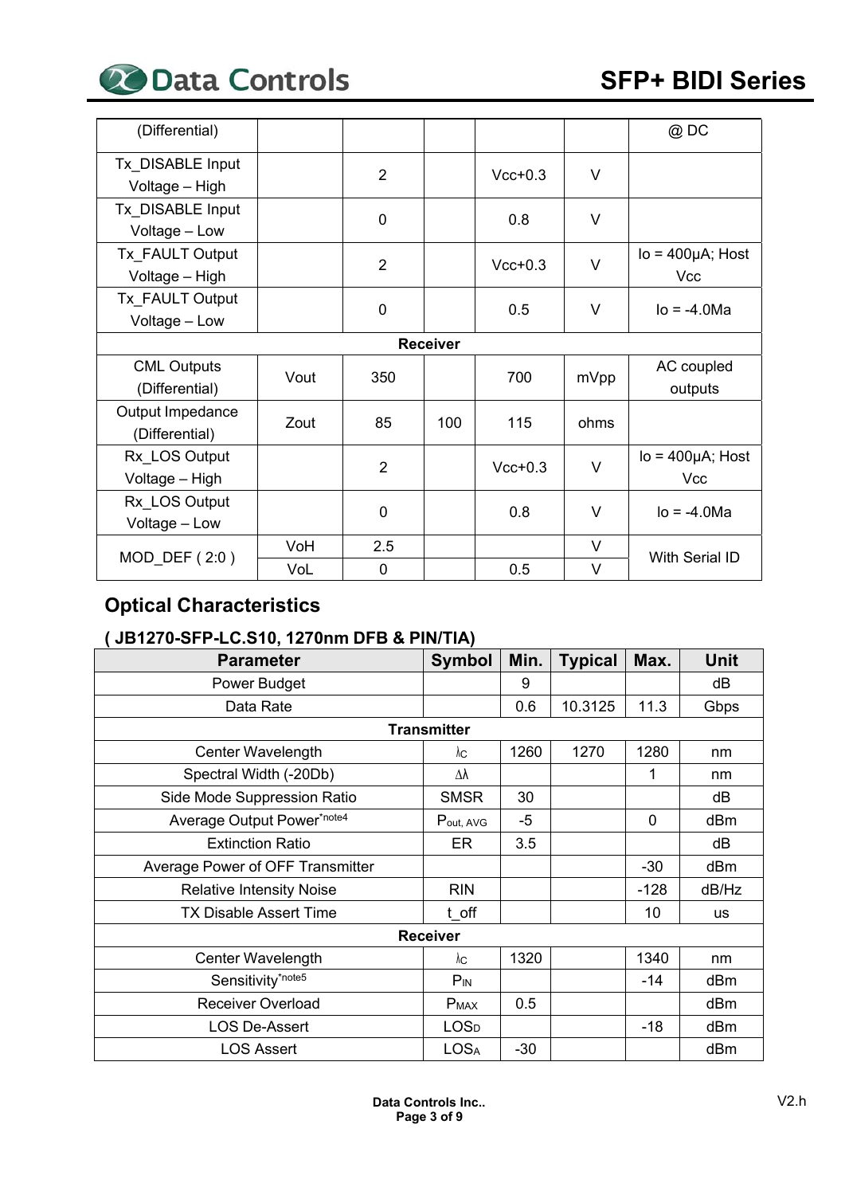| (Differential) | | | | | | @ DC |
|---|---|---|---|---|---|---|
| Tx_DISABLE Input Voltage – High | | 2 | | Vcc+0.3 | V | |
| Tx_DISABLE Input Voltage – Low | | 0 | | 0.8 | V | |
| Tx_FAULT Output Voltage – High | | 2 | | Vcc+0.3 | V | Io = 400μA; Host Vcc |
| Tx_FAULT Output Voltage – Low | | 0 | | 0.5 | V | Io = -4.0Ma |
| **Receiver** | | | | | | |
| CML Outputs (Differential) | Vout | 350 | | 700 | mVpp | AC coupled outputs |
| Output Impedance (Differential) | Zout | 85 | 100 | 115 | ohms | |
| Rx_LOS Output Voltage – High | | 2 | | Vcc+0.3 | V | Io = 400μA; Host Vcc |
| Rx_LOS Output Voltage – Low | | 0 | | 0.8 | V | Io = -4.0Ma |
| MOD_DEF ( 2:0 ) | VoH | 2.5 | | | V | With Serial ID |
| | VoL | 0 | | 0.5 | V | |

## Optical Characteristics

### ( JB1270-SFP-LC.S10, 1270nm DFB & PIN/TIA)

| Parameter | Symbol | Min. | Typical | Max. | Unit |
|---|---|---|---|---|---|
| Power Budget | | 9 | | | dB |
| Data Rate | | 0.6 | 10.3125 | 11.3 | Gbps |
| **Transmitter** | | | | | |
| Center Wavelength | $\lambda_C$ | 1260 | 1270 | 1280 | nm |
| Spectral Width (-20Db) | $\Delta\lambda$ | | | 1 | nm |
| Side Mode Suppression Ratio | SMSR | 30 | | | dB |
| Average Output Power*note4 | $P_{out, AVG}$ | -5 | | 0 | dBm |
| Extinction Ratio | ER | 3.5 | | | dB |
| Average Power of OFF Transmitter | | | | -30 | dBm |
| Relative Intensity Noise | RIN | | | -128 | dB/Hz |
| TX Disable Assert Time | t_off | | | 10 | us |
| **Receiver** | | | | | |
| Center Wavelength | $\lambda_C$ | 1320 | | 1340 | nm |
| Sensitivity*note5 | $P_{IN}$ | | | -14 | dBm |
| Receiver Overload | $P_{MAX}$ | 0.5 | | | dBm |
| LOS De-Assert | $LOS_D$ | | | -18 | dBm |
| LOS Assert | $LOS_A$ | -30 | | | dBm |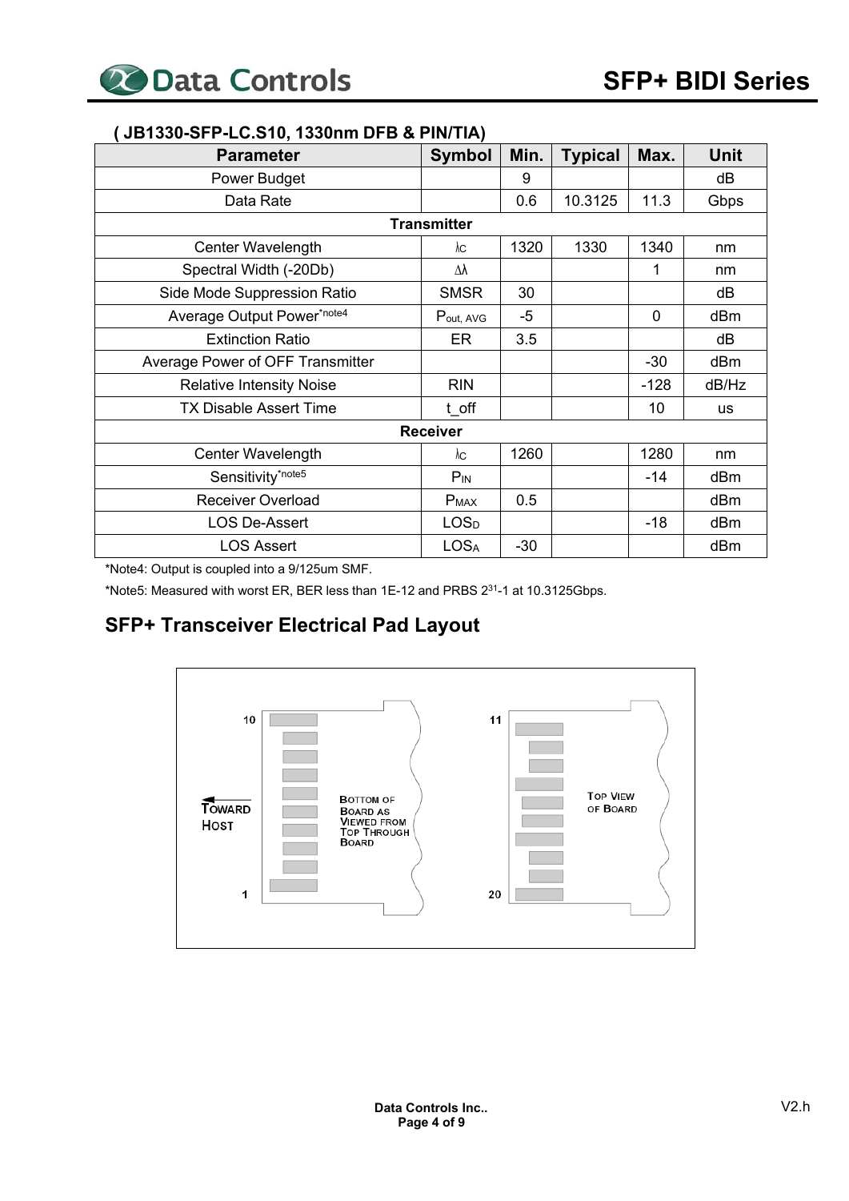### ( JB1330-SFP-LC.S10, 1330nm DFB & PIN/TIA)

| Parameter | Symbol | Min. | Typical | Max. | Unit |
|---|---|---|---|---|---|
| Power Budget | | 9 | | | dB |
| Data Rate | | 0.6 | 10.3125 | 11.3 | Gbps |
| **Transmitter** | | | | | |
| Center Wavelength | $\lambda_C$ | 1320 | 1330 | 1340 | nm |
| Spectral Width (-20Db) | $\Delta\lambda$ | | | 1 | nm |
| Side Mode Suppression Ratio | SMSR | 30 | | | dB |
| Average Output Power*note4 | $P_{out, AVG}$ | -5 | | 0 | dBm |
| Extinction Ratio | ER | 3.5 | | | dB |
| Average Power of OFF Transmitter | | | | -30 | dBm |
| Relative Intensity Noise | RIN | | | -128 | dB/Hz |
| TX Disable Assert Time | t_off | | | 10 | us |
| **Receiver** | | | | | |
| Center Wavelength | $\lambda_C$ | 1260 | | 1280 | nm |
| Sensitivity*note5 | $P_{IN}$ | | | -14 | dBm |
| Receiver Overload | $P_{MAX}$ | 0.5 | | | dBm |
| LOS De-Assert | $LOS_D$ | | | -18 | dBm |
| LOS Assert | $LOS_A$ | -30 | | | dBm |

*Note4: Output is coupled into a 9/125um SMF.

*Note5: Measured with worst ER, BER less than 1E-12 and PRBS $2^{31}$-1 at 10.3125Gbps.

## SFP+ Transceiver Electrical Pad Layout

Toward Host

10 … 1 — Bottom of Board as Viewed from Top Through Board

11 … 20 — Top View of Board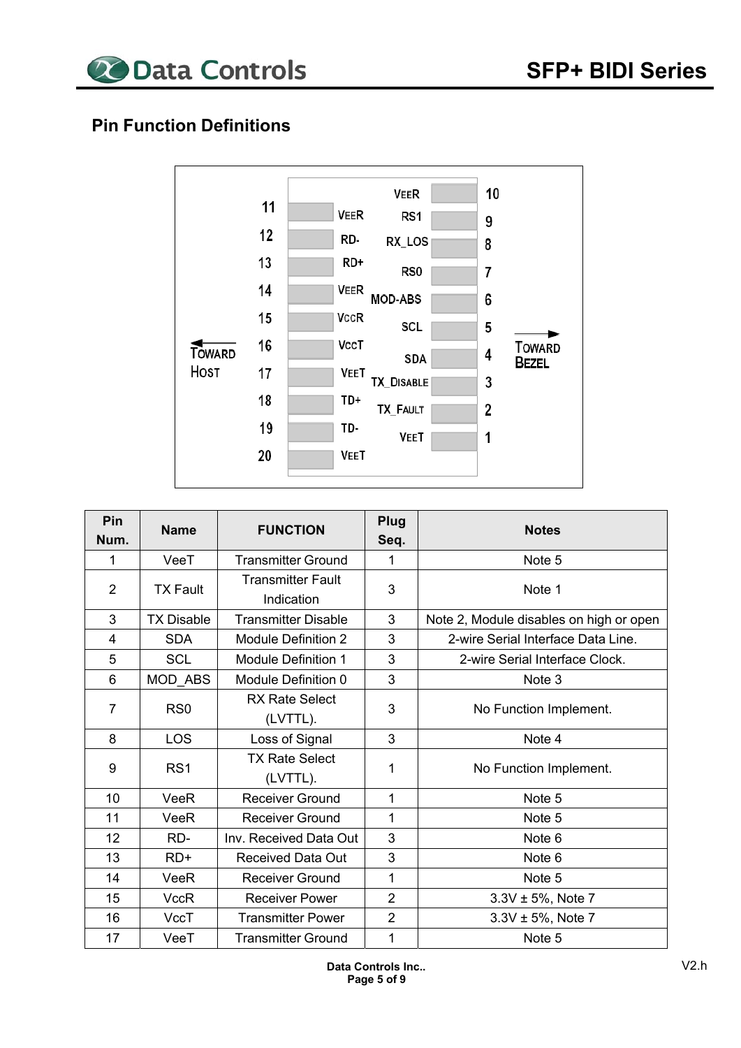## Pin Function Definitions

| Pin Num. | Name | FUNCTION | Plug Seq. | Notes |
|---|---|---|---|---|
| 1 | VeeT | Transmitter Ground | 1 | Note 5 |
| 2 | TX Fault | Transmitter Fault Indication | 3 | Note 1 |
| 3 | TX Disable | Transmitter Disable | 3 | Note 2, Module disables on high or open |
| 4 | SDA | Module Definition 2 | 3 | 2-wire Serial Interface Data Line. |
| 5 | SCL | Module Definition 1 | 3 | 2-wire Serial Interface Clock. |
| 6 | MOD_ABS | Module Definition 0 | 3 | Note 3 |
| 7 | RS0 | RX Rate Select (LVTTL). | 3 | No Function Implement. |
| 8 | LOS | Loss of Signal | 3 | Note 4 |
| 9 | RS1 | TX Rate Select (LVTTL). | 1 | No Function Implement. |
| 10 | VeeR | Receiver Ground | 1 | Note 5 |
| 11 | VeeR | Receiver Ground | 1 | Note 5 |
| 12 | RD- | Inv. Received Data Out | 3 | Note 6 |
| 13 | RD+ | Received Data Out | 3 | Note 6 |
| 14 | VeeR | Receiver Ground | 1 | Note 5 |
| 15 | VccR | Receiver Power | 2 | 3.3V ± 5%, Note 7 |
| 16 | VccT | Transmitter Power | 2 | 3.3V ± 5%, Note 7 |
| 17 | VeeT | Transmitter Ground | 1 | Note 5 |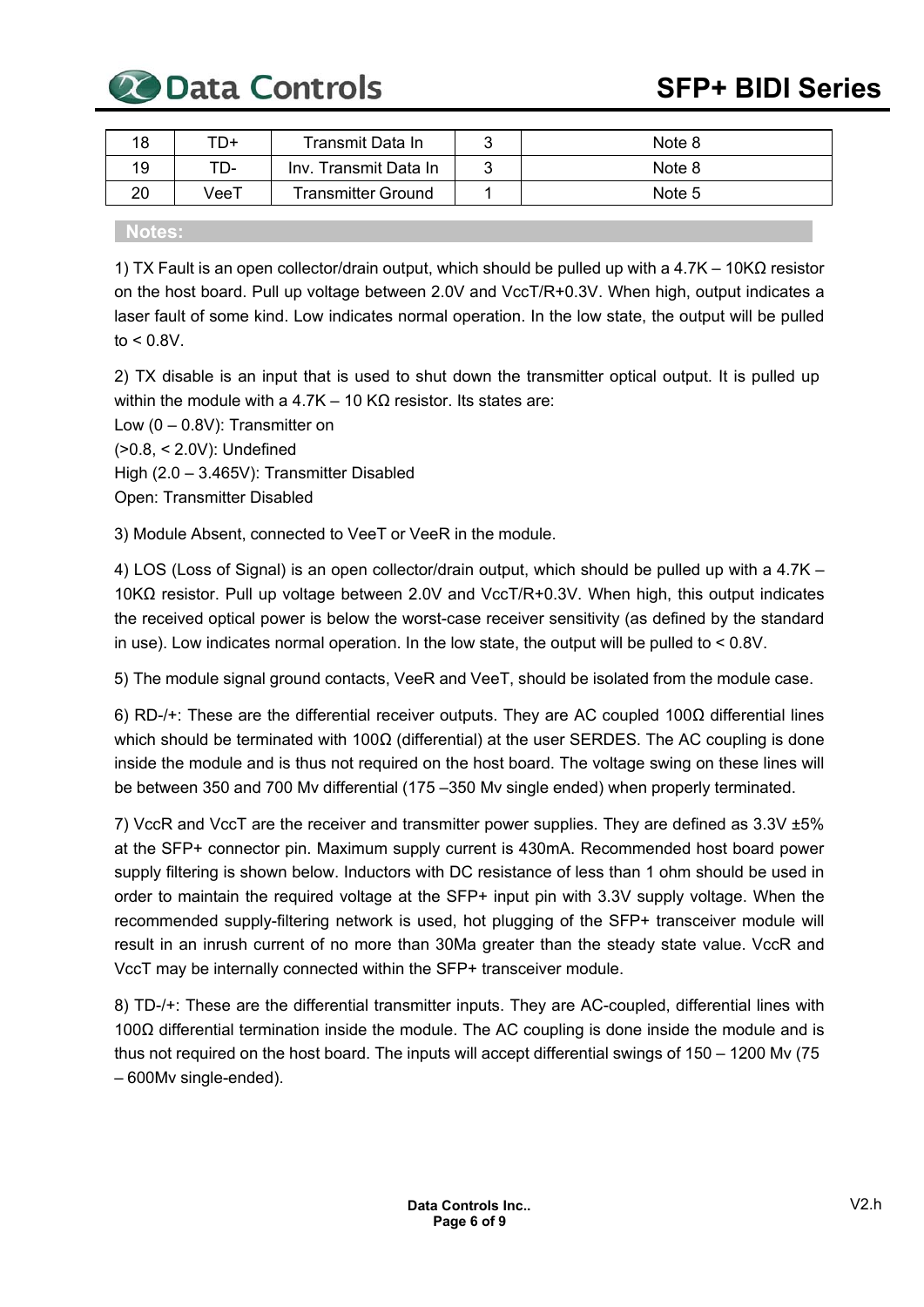| 18 | TD+ | Transmit Data In | 3 | Note 8 |
|---|---|---|---|---|
| 19 | TD- | Inv. Transmit Data In | 3 | Note 8 |
| 20 | VeeT | Transmitter Ground | 1 | Note 5 |

## Notes:

1) TX Fault is an open collector/drain output, which should be pulled up with a 4.7K – 10KΩ resistor on the host board. Pull up voltage between 2.0V and VccT/R+0.3V. When high, output indicates a laser fault of some kind. Low indicates normal operation. In the low state, the output will be pulled to < 0.8V.

2) TX disable is an input that is used to shut down the transmitter optical output. It is pulled up within the module with a 4.7K – 10 KΩ resistor. Its states are:
Low (0 – 0.8V): Transmitter on
(>0.8, < 2.0V): Undefined
High (2.0 – 3.465V): Transmitter Disabled
Open: Transmitter Disabled

3) Module Absent, connected to VeeT or VeeR in the module.

4) LOS (Loss of Signal) is an open collector/drain output, which should be pulled up with a 4.7K – 10KΩ resistor. Pull up voltage between 2.0V and VccT/R+0.3V. When high, this output indicates the received optical power is below the worst-case receiver sensitivity (as defined by the standard in use). Low indicates normal operation. In the low state, the output will be pulled to < 0.8V.

5) The module signal ground contacts, VeeR and VeeT, should be isolated from the module case.

6) RD-/+: These are the differential receiver outputs. They are AC coupled 100Ω differential lines which should be terminated with 100Ω (differential) at the user SERDES. The AC coupling is done inside the module and is thus not required on the host board. The voltage swing on these lines will be between 350 and 700 Mv differential (175 –350 Mv single ended) when properly terminated.

7) VccR and VccT are the receiver and transmitter power supplies. They are defined as 3.3V ±5% at the SFP+ connector pin. Maximum supply current is 430mA. Recommended host board power supply filtering is shown below. Inductors with DC resistance of less than 1 ohm should be used in order to maintain the required voltage at the SFP+ input pin with 3.3V supply voltage. When the recommended supply-filtering network is used, hot plugging of the SFP+ transceiver module will result in an inrush current of no more than 30Ma greater than the steady state value. VccR and VccT may be internally connected within the SFP+ transceiver module.

8) TD-/+: These are the differential transmitter inputs. They are AC-coupled, differential lines with 100Ω differential termination inside the module. The AC coupling is done inside the module and is thus not required on the host board. The inputs will accept differential swings of 150 – 1200 Mv (75 – 600Mv single-ended).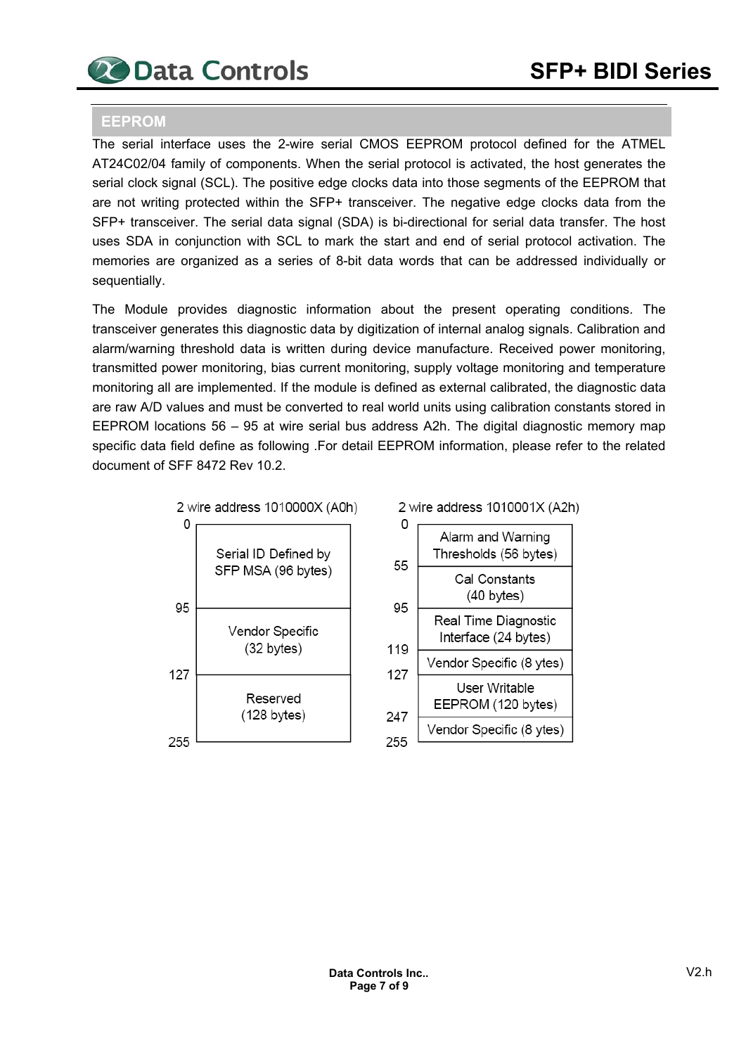## EEPROM

The serial interface uses the 2-wire serial CMOS EEPROM protocol defined for the ATMEL AT24C02/04 family of components. When the serial protocol is activated, the host generates the serial clock signal (SCL). The positive edge clocks data into those segments of the EEPROM that are not writing protected within the SFP+ transceiver. The negative edge clocks data from the SFP+ transceiver. The serial data signal (SDA) is bi-directional for serial data transfer. The host uses SDA in conjunction with SCL to mark the start and end of serial protocol activation. The memories are organized as a series of 8-bit data words that can be addressed individually or sequentially.

The Module provides diagnostic information about the present operating conditions. The transceiver generates this diagnostic data by digitization of internal analog signals. Calibration and alarm/warning threshold data is written during device manufacture. Received power monitoring, transmitted power monitoring, bias current monitoring, supply voltage monitoring and temperature monitoring all are implemented. If the module is defined as external calibrated, the diagnostic data are raw A/D values and must be converted to real world units using calibration constants stored in EEPROM locations 56 – 95 at wire serial bus address A2h. The digital diagnostic memory map specific data field define as following .For detail EEPROM information, please refer to the related document of SFF 8472 Rev 10.2.

**2 wire address 1010000X (A0h)**

| Address | Content |
|---|---|
| 0 – 95 | Serial ID Defined by SFP MSA (96 bytes) |
| 95 – 127 | Vendor Specific (32 bytes) |
| 127 – 255 | Reserved (128 bytes) |

**2 wire address 1010001X (A2h)**

| Address | Content |
|---|---|
| 0 – 55 | Alarm and Warning Thresholds (56 bytes) |
| 55 – 95 | Cal Constants (40 bytes) |
| 95 – 119 | Real Time Diagnostic Interface (24 bytes) |
| 119 – 127 | Vendor Specific (8 ytes) |
| 127 – 247 | User Writable EEPROM (120 bytes) |
| 247 – 255 | Vendor Specific (8 ytes) |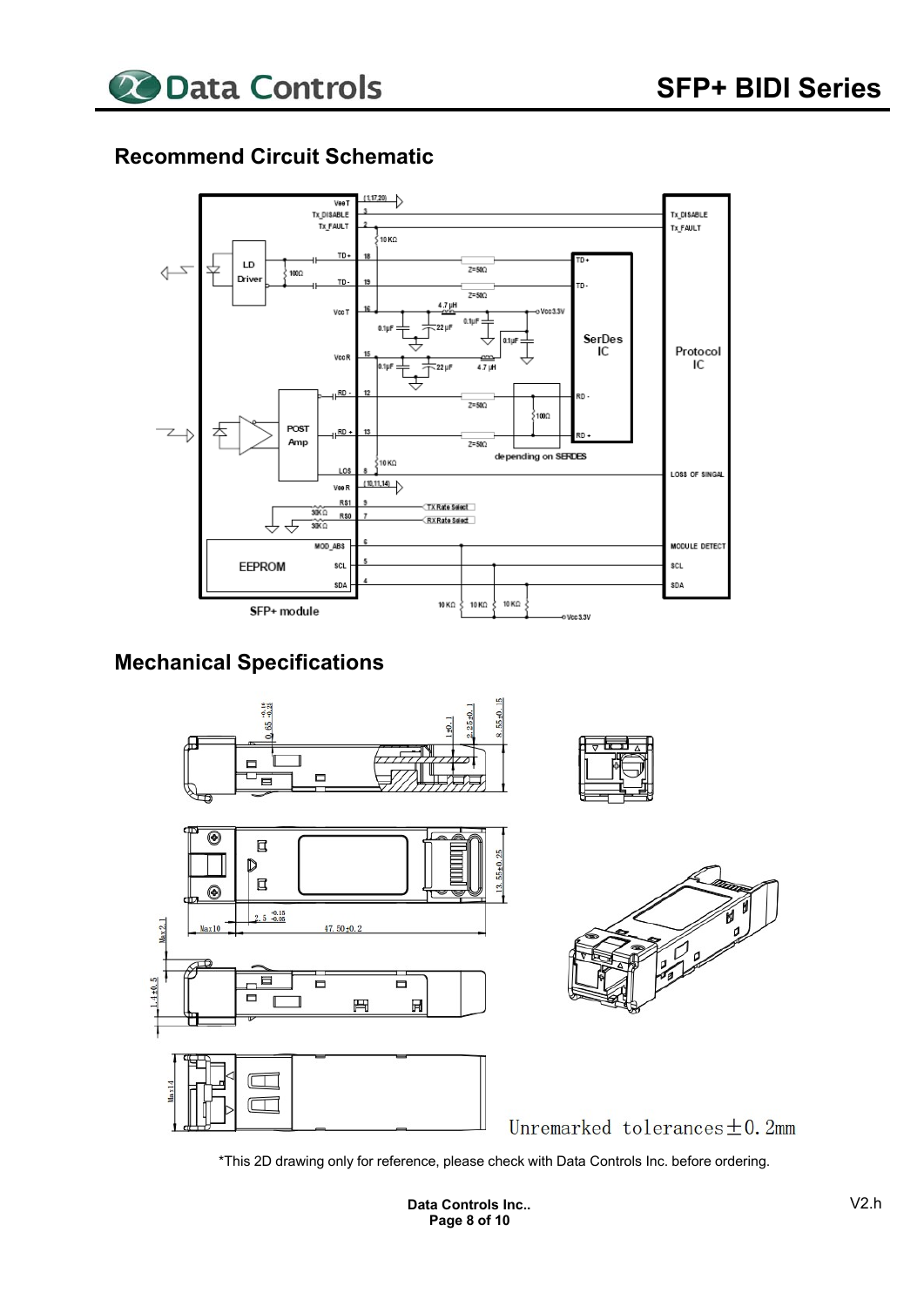## Recommend Circuit Schematic

## Mechanical Specifications

Unremarked tolerances ±0.2mm

*This 2D drawing only for reference, please check with Data Controls Inc. before ordering.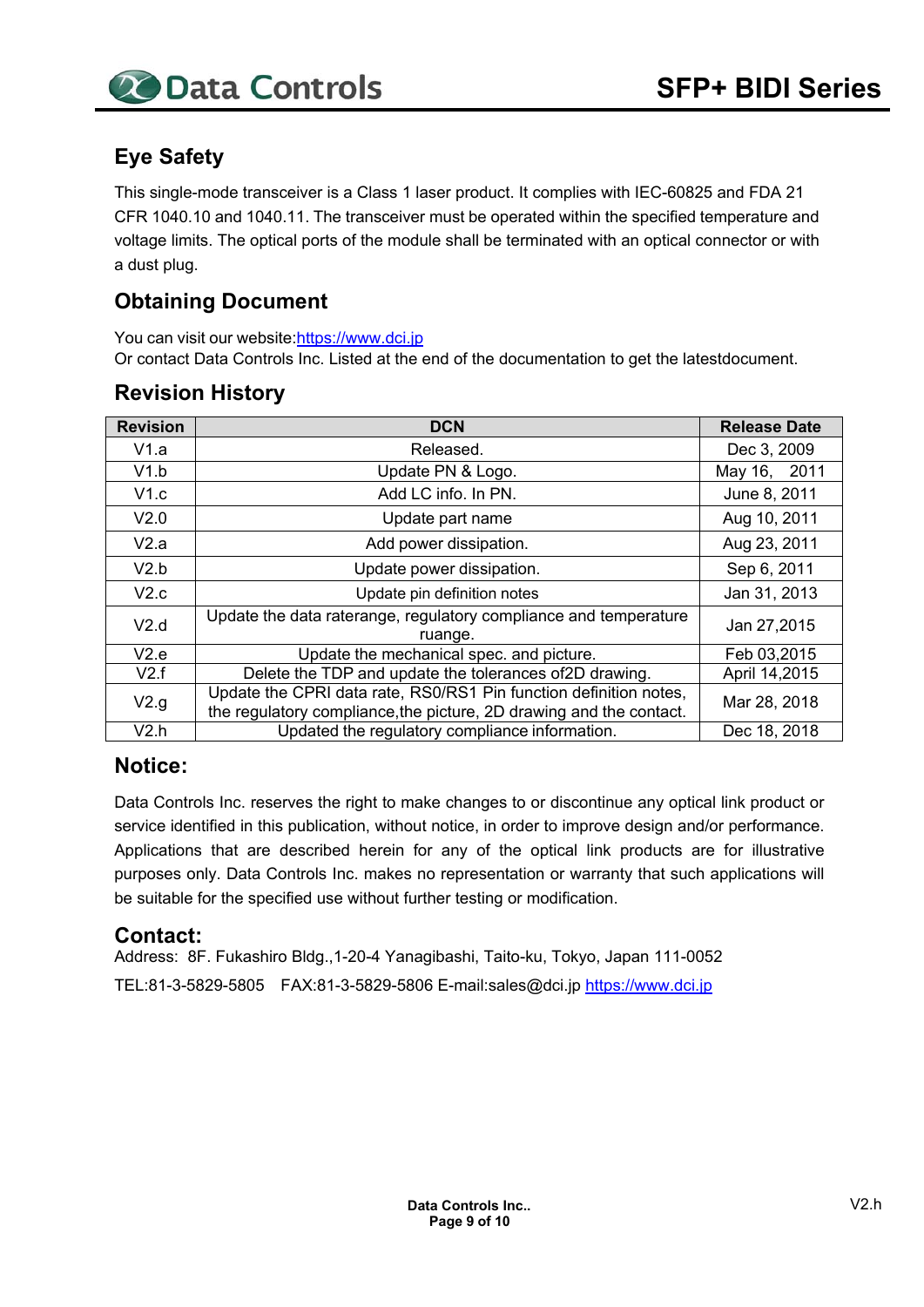## Eye Safety

This single-mode transceiver is a Class 1 laser product. It complies with IEC-60825 and FDA 21 CFR 1040.10 and 1040.11. The transceiver must be operated within the specified temperature and voltage limits. The optical ports of the module shall be terminated with an optical connector or with a dust plug.

## Obtaining Document

You can visit our website:https://www.dci.jp
Or contact Data Controls Inc. Listed at the end of the documentation to get the latestdocument.

## Revision History

| Revision | DCN | Release Date |
|---|---|---|
| V1.a | Released. | Dec 3, 2009 |
| V1.b | Update PN & Logo. | May 16, 2011 |
| V1.c | Add LC info. In PN. | June 8, 2011 |
| V2.0 | Update part name | Aug 10, 2011 |
| V2.a | Add power dissipation. | Aug 23, 2011 |
| V2.b | Update power dissipation. | Sep 6, 2011 |
| V2.c | Update pin definition notes | Jan 31, 2013 |
| V2.d | Update the data raterange, regulatory compliance and temperature ruange. | Jan 27,2015 |
| V2.e | Update the mechanical spec. and picture. | Feb 03,2015 |
| V2.f | Delete the TDP and update the tolerances of2D drawing. | April 14,2015 |
| V2.g | Update the CPRI data rate, RS0/RS1 Pin function definition notes, the regulatory compliance,the picture, 2D drawing and the contact. | Mar 28, 2018 |
| V2.h | Updated the regulatory compliance information. | Dec 18, 2018 |

## Notice:

Data Controls Inc. reserves the right to make changes to or discontinue any optical link product or service identified in this publication, without notice, in order to improve design and/or performance. Applications that are described herein for any of the optical link products are for illustrative purposes only. Data Controls Inc. makes no representation or warranty that such applications will be suitable for the specified use without further testing or modification.

## Contact:

Address: 8F. Fukashiro Bldg.,1-20-4 Yanagibashi, Taito-ku, Tokyo, Japan 111-0052

TEL:81-3-5829-5805 FAX:81-3-5829-5806 E-mail:sales@dci.jp https://www.dci.jp